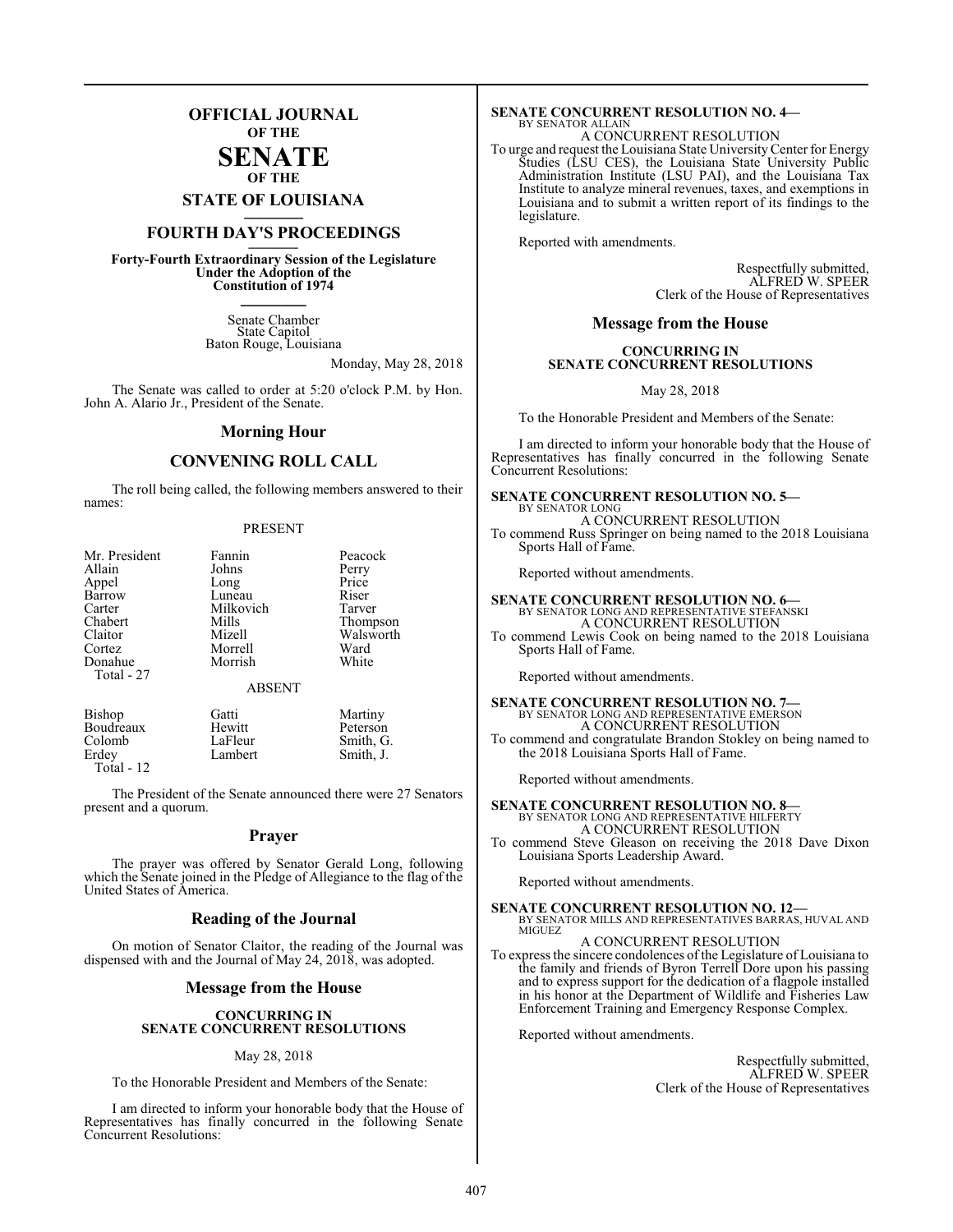# OFFICIAL JOURNAL OF THE SENATE OF THE STATE OF LOUISIANA

## FOURTH DAY'S PROCEEDINGS

**Forty-Fourth Extraordinary Session of the Legislature Under the Adoption of the Constitution of 1974**

Senate Chamber
State Capitol
Baton Rouge, Louisiana

Monday, May 28, 2018

The Senate was called to order at 5:20 o'clock P.M. by Hon. John A. Alario Jr., President of the Senate.

## Morning Hour

## CONVENING ROLL CALL

The roll being called, the following members answered to their names:

PRESENT

| | | |
|---|---|---|
| Mr. President | Fannin | Peacock |
| Allain | Johns | Perry |
| Appel | Long | Price |
| Barrow | Luneau | Riser |
| Carter | Milkovich | Tarver |
| Chabert | Mills | Thompson |
| Claitor | Mizell | Walsworth |
| Cortez | Morrell | Ward |
| Donahue | Morrish | White |

Total - 27

ABSENT

| | | |
|---|---|---|
| Bishop | Gatti | Martiny |
| Boudreaux | Hewitt | Peterson |
| Colomb | LaFleur | Smith, G. |
| Erdey | Lambert | Smith, J. |

Total - 12

The President of the Senate announced there were 27 Senators present and a quorum.

## Prayer

The prayer was offered by Senator Gerald Long, following which the Senate joined in the Pledge of Allegiance to the flag of the United States of America.

## Reading of the Journal

On motion of Senator Claitor, the reading of the Journal was dispensed with and the Journal of May 24, 2018, was adopted.

## Message from the House

**CONCURRING IN SENATE CONCURRENT RESOLUTIONS**

May 28, 2018

To the Honorable President and Members of the Senate:

I am directed to inform your honorable body that the House of Representatives has finally concurred in the following Senate Concurrent Resolutions:

**SENATE CONCURRENT RESOLUTION NO. 4—**
BY SENATOR ALLAIN
A CONCURRENT RESOLUTION
To urge and request the Louisiana State University Center for Energy Studies (LSU CES), the Louisiana State University Public Administration Institute (LSU PAI), and the Louisiana Tax Institute to analyze mineral revenues, taxes, and exemptions in Louisiana and to submit a written report of its findings to the legislature.

Reported with amendments.

Respectfully submitted,
ALFRED W. SPEER
Clerk of the House of Representatives

## Message from the House

**CONCURRING IN SENATE CONCURRENT RESOLUTIONS**

May 28, 2018

To the Honorable President and Members of the Senate:

I am directed to inform your honorable body that the House of Representatives has finally concurred in the following Senate Concurrent Resolutions:

**SENATE CONCURRENT RESOLUTION NO. 5—**
BY SENATOR LONG
A CONCURRENT RESOLUTION
To commend Russ Springer on being named to the 2018 Louisiana Sports Hall of Fame.

Reported without amendments.

**SENATE CONCURRENT RESOLUTION NO. 6—**
BY SENATOR LONG AND REPRESENTATIVE STEFANSKI
A CONCURRENT RESOLUTION
To commend Lewis Cook on being named to the 2018 Louisiana Sports Hall of Fame.

Reported without amendments.

**SENATE CONCURRENT RESOLUTION NO. 7—**
BY SENATOR LONG AND REPRESENTATIVE EMERSON
A CONCURRENT RESOLUTION
To commend and congratulate Brandon Stokley on being named to the 2018 Louisiana Sports Hall of Fame.

Reported without amendments.

**SENATE CONCURRENT RESOLUTION NO. 8—**
BY SENATOR LONG AND REPRESENTATIVE HILFERTY
A CONCURRENT RESOLUTION
To commend Steve Gleason on receiving the 2018 Dave Dixon Louisiana Sports Leadership Award.

Reported without amendments.

**SENATE CONCURRENT RESOLUTION NO. 12—**
BY SENATOR MILLS AND REPRESENTATIVES BARRAS, HUVAL AND MIGUEZ
A CONCURRENT RESOLUTION
To express the sincere condolences of the Legislature of Louisiana to the family and friends of Byron Terrell Dore upon his passing and to express support for the dedication of a flagpole installed in his honor at the Department of Wildlife and Fisheries Law Enforcement Training and Emergency Response Complex.

Reported without amendments.

Respectfully submitted,
ALFRED W. SPEER
Clerk of the House of Representatives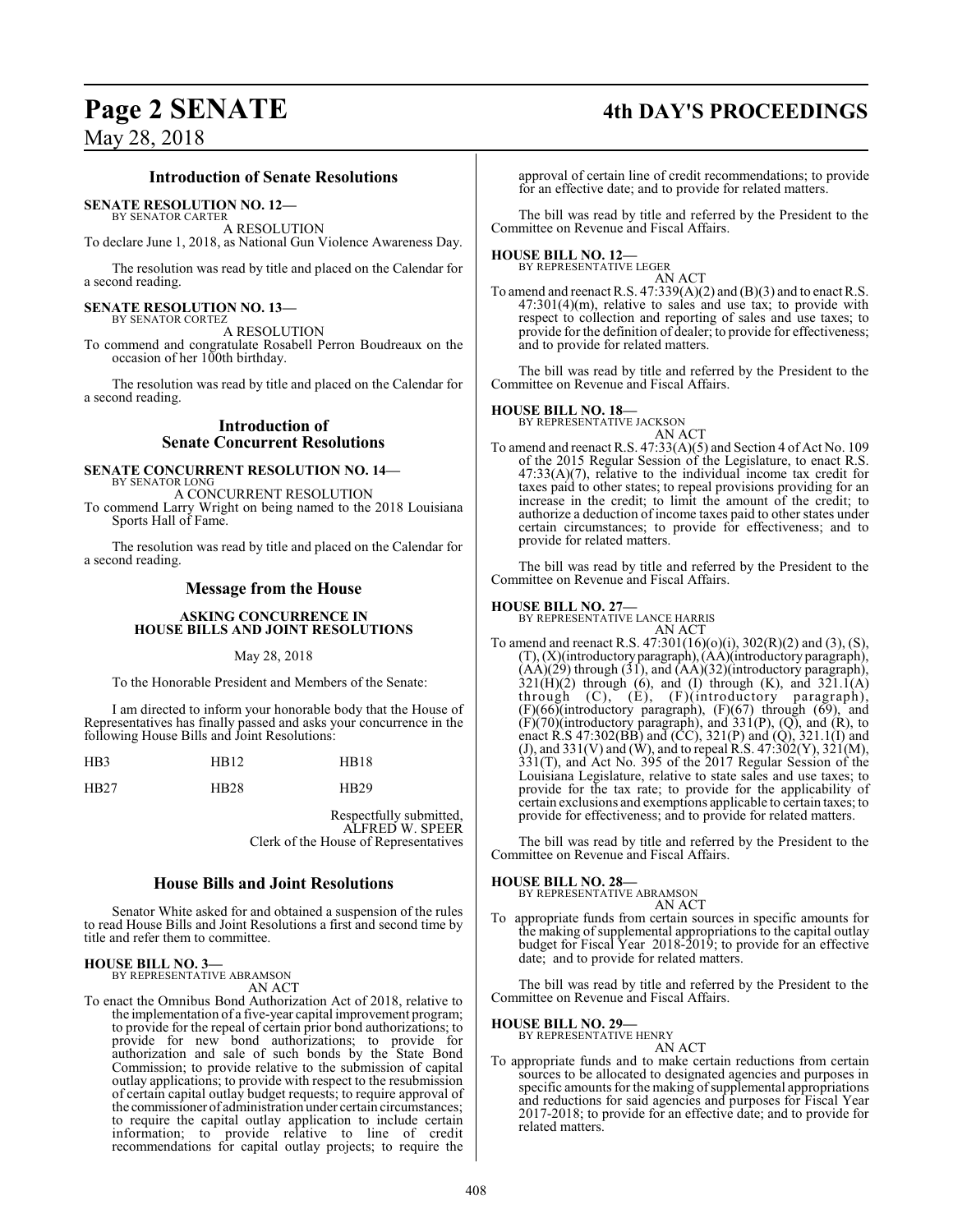## Introduction of Senate Resolutions

**SENATE RESOLUTION NO. 12—**
BY SENATOR CARTER

A RESOLUTION

To declare June 1, 2018, as National Gun Violence Awareness Day.

The resolution was read by title and placed on the Calendar for a second reading.

**SENATE RESOLUTION NO. 13—**
BY SENATOR CORTEZ

A RESOLUTION

To commend and congratulate Rosabell Perron Boudreaux on the occasion of her 100th birthday.

The resolution was read by title and placed on the Calendar for a second reading.

## Introduction of Senate Concurrent Resolutions

**SENATE CONCURRENT RESOLUTION NO. 14—**
BY SENATOR LONG

A CONCURRENT RESOLUTION

To commend Larry Wright on being named to the 2018 Louisiana Sports Hall of Fame.

The resolution was read by title and placed on the Calendar for a second reading.

## Message from the House

**ASKING CONCURRENCE IN HOUSE BILLS AND JOINT RESOLUTIONS**

May 28, 2018

To the Honorable President and Members of the Senate:

I am directed to inform your honorable body that the House of Representatives has finally passed and asks your concurrence in the following House Bills and Joint Resolutions:

| | | |
|---|---|---|
| HB3 | HB12 | HB18 |
| HB27 | HB28 | HB29 |

Respectfully submitted,
ALFRED W. SPEER
Clerk of the House of Representatives

## House Bills and Joint Resolutions

Senator White asked for and obtained a suspension of the rules to read House Bills and Joint Resolutions a first and second time by title and refer them to committee.

**HOUSE BILL NO. 3—**
BY REPRESENTATIVE ABRAMSON

AN ACT

To enact the Omnibus Bond Authorization Act of 2018, relative to the implementation of a five-year capital improvement program; to provide for the repeal of certain prior bond authorizations; to provide for new bond authorizations; to provide for authorization and sale of such bonds by the State Bond Commission; to provide relative to the submission of capital outlay applications; to provide with respect to the resubmission of certain capital outlay budget requests; to require approval of the commissioner of administration under certain circumstances; to require the capital outlay application to include certain information; to provide relative to line of credit recommendations for capital outlay projects; to require the approval of certain line of credit recommendations; to provide for an effective date; and to provide for related matters.

The bill was read by title and referred by the President to the Committee on Revenue and Fiscal Affairs.

**HOUSE BILL NO. 12—**
BY REPRESENTATIVE LEGER

AN ACT

To amend and reenact R.S. 47:339(A)(2) and (B)(3) and to enact R.S. 47:301(4)(m), relative to sales and use tax; to provide with respect to collection and reporting of sales and use taxes; to provide for the definition of dealer; to provide for effectiveness; and to provide for related matters.

The bill was read by title and referred by the President to the Committee on Revenue and Fiscal Affairs.

**HOUSE BILL NO. 18—**
BY REPRESENTATIVE JACKSON

AN ACT

To amend and reenact R.S. 47:33(A)(5) and Section 4 of Act No. 109 of the 2015 Regular Session of the Legislature, to enact R.S. 47:33(A)(7), relative to the individual income tax credit for taxes paid to other states; to repeal provisions providing for an increase in the credit; to limit the amount of the credit; to authorize a deduction of income taxes paid to other states under certain circumstances; to provide for effectiveness; and to provide for related matters.

The bill was read by title and referred by the President to the Committee on Revenue and Fiscal Affairs.

**HOUSE BILL NO. 27—**
BY REPRESENTATIVE LANCE HARRIS

AN ACT

To amend and reenact R.S. 47:301(16)(o)(i), 302(R)(2) and (3), (S), (T), (X)(introductory paragraph), (AA)(introductory paragraph), (AA)(29) through (31), and (AA)(32)(introductory paragraph), 321(H)(2) through (6), and (I) through (K), and 321.1(A) through (C), (E), (F)(introductory paragraph), (F)(66)(introductory paragraph), (F)(67) through (69), and (F)(70)(introductory paragraph), and 331(P), (Q), and (R), to enact R.S 47:302(BB) and (CC), 321(P) and (Q), 321.1(I) and (J), and 331(V) and (W), and to repeal R.S. 47:302(Y), 321(M), 331(T), and Act No. 395 of the 2017 Regular Session of the Louisiana Legislature, relative to state sales and use taxes; to provide for the tax rate; to provide for the applicability of certain exclusions and exemptions applicable to certain taxes; to provide for effectiveness; and to provide for related matters.

The bill was read by title and referred by the President to the Committee on Revenue and Fiscal Affairs.

**HOUSE BILL NO. 28—**
BY REPRESENTATIVE ABRAMSON

AN ACT

To appropriate funds from certain sources in specific amounts for the making of supplemental appropriations to the capital outlay budget for Fiscal Year 2018-2019; to provide for an effective date; and to provide for related matters.

The bill was read by title and referred by the President to the Committee on Revenue and Fiscal Affairs.

**HOUSE BILL NO. 29—**
BY REPRESENTATIVE HENRY

AN ACT

To appropriate funds and to make certain reductions from certain sources to be allocated to designated agencies and purposes in specific amounts for the making of supplemental appropriations and reductions for said agencies and purposes for Fiscal Year 2017-2018; to provide for an effective date; and to provide for related matters.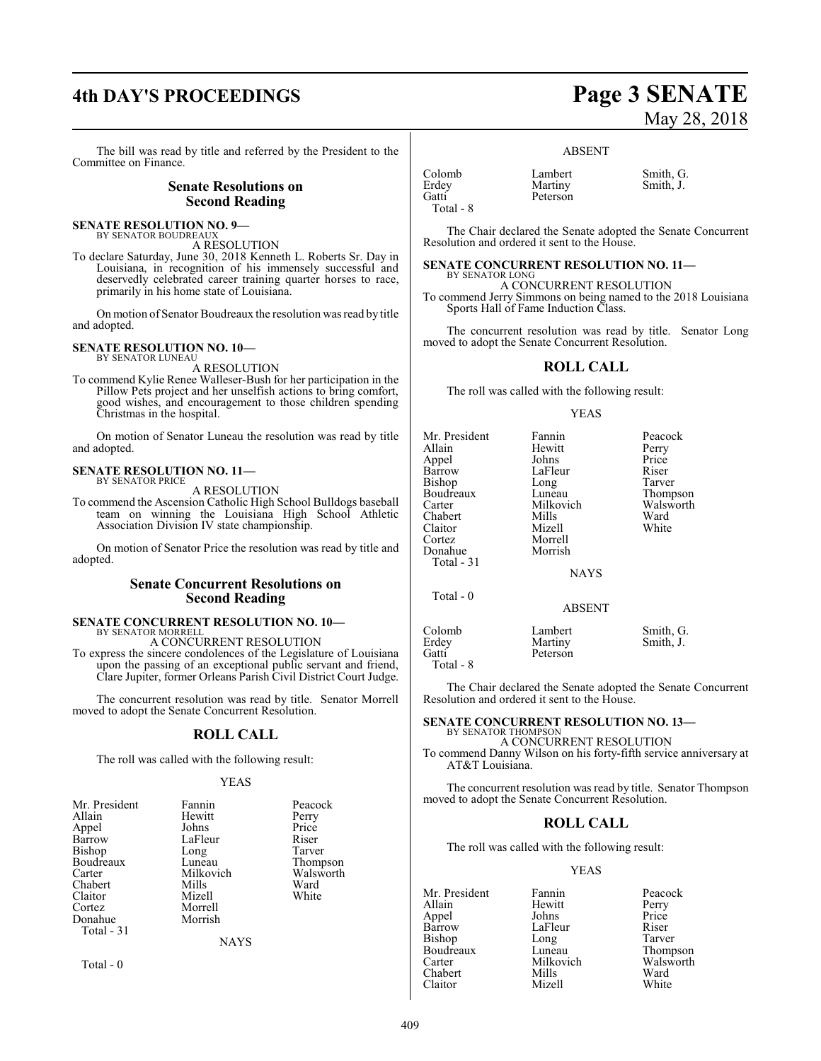The bill was read by title and referred by the President to the Committee on Finance.

## Senate Resolutions on Second Reading

**SENATE RESOLUTION NO. 9—**
BY SENATOR BOUDREAUX

A RESOLUTION

To declare Saturday, June 30, 2018 Kenneth L. Roberts Sr. Day in Louisiana, in recognition of his immensely successful and deservedly celebrated career training quarter horses to race, primarily in his home state of Louisiana.

On motion of Senator Boudreaux the resolution was read by title and adopted.

**SENATE RESOLUTION NO. 10—**
BY SENATOR LUNEAU

A RESOLUTION

To commend Kylie Renee Walleser-Bush for her participation in the Pillow Pets project and her unselfish actions to bring comfort, good wishes, and encouragement to those children spending Christmas in the hospital.

On motion of Senator Luneau the resolution was read by title and adopted.

**SENATE RESOLUTION NO. 11—**
BY SENATOR PRICE

A RESOLUTION

To commend the Ascension Catholic High School Bulldogs baseball team on winning the Louisiana High School Athletic Association Division IV state championship.

On motion of Senator Price the resolution was read by title and adopted.

## Senate Concurrent Resolutions on Second Reading

**SENATE CONCURRENT RESOLUTION NO. 10—**
BY SENATOR MORRELL

A CONCURRENT RESOLUTION

To express the sincere condolences of the Legislature of Louisiana upon the passing of an exceptional public servant and friend, Clare Jupiter, former Orleans Parish Civil District Court Judge.

The concurrent resolution was read by title. Senator Morrell moved to adopt the Senate Concurrent Resolution.

### ROLL CALL

The roll was called with the following result:

YEAS

| | | |
|---|---|---|
| Mr. President | Fannin | Peacock |
| Allain | Hewitt | Perry |
| Appel | Johns | Price |
| Barrow | LaFleur | Riser |
| Bishop | Long | Tarver |
| Boudreaux | Luneau | Thompson |
| Carter | Milkovich | Walsworth |
| Chabert | Mills | Ward |
| Claitor | Mizell | White |
| Cortez | Morrell | |
| Donahue | Morrish | |

Total - 31

NAYS

Total - 0

ABSENT

| | | |
|---|---|---|
| Colomb | Lambert | Smith, G. |
| Erdey | Martiny | Smith, J. |
| Gatti | Peterson | |

Total - 8

The Chair declared the Senate adopted the Senate Concurrent Resolution and ordered it sent to the House.

**SENATE CONCURRENT RESOLUTION NO. 11—**
BY SENATOR LONG

A CONCURRENT RESOLUTION

To commend Jerry Simmons on being named to the 2018 Louisiana Sports Hall of Fame Induction Class.

The concurrent resolution was read by title. Senator Long moved to adopt the Senate Concurrent Resolution.

### ROLL CALL

The roll was called with the following result:

YEAS

| | | |
|---|---|---|
| Mr. President | Fannin | Peacock |
| Allain | Hewitt | Perry |
| Appel | Johns | Price |
| Barrow | LaFleur | Riser |
| Bishop | Long | Tarver |
| Boudreaux | Luneau | Thompson |
| Carter | Milkovich | Walsworth |
| Chabert | Mills | Ward |
| Claitor | Mizell | White |
| Cortez | Morrell | |
| Donahue | Morrish | |

Total - 31

NAYS

Total - 0

ABSENT

| | | |
|---|---|---|
| Colomb | Lambert | Smith, G. |
| Erdey | Martiny | Smith, J. |
| Gatti | Peterson | |

Total - 8

The Chair declared the Senate adopted the Senate Concurrent Resolution and ordered it sent to the House.

**SENATE CONCURRENT RESOLUTION NO. 13—**
BY SENATOR THOMPSON

A CONCURRENT RESOLUTION

To commend Danny Wilson on his forty-fifth service anniversary at AT&T Louisiana.

The concurrent resolution was read by title. Senator Thompson moved to adopt the Senate Concurrent Resolution.

### ROLL CALL

The roll was called with the following result:

YEAS

| | | |
|---|---|---|
| Mr. President | Fannin | Peacock |
| Allain | Hewitt | Perry |
| Appel | Johns | Price |
| Barrow | LaFleur | Riser |
| Bishop | Long | Tarver |
| Boudreaux | Luneau | Thompson |
| Carter | Milkovich | Walsworth |
| Chabert | Mills | Ward |
| Claitor | Mizell | White |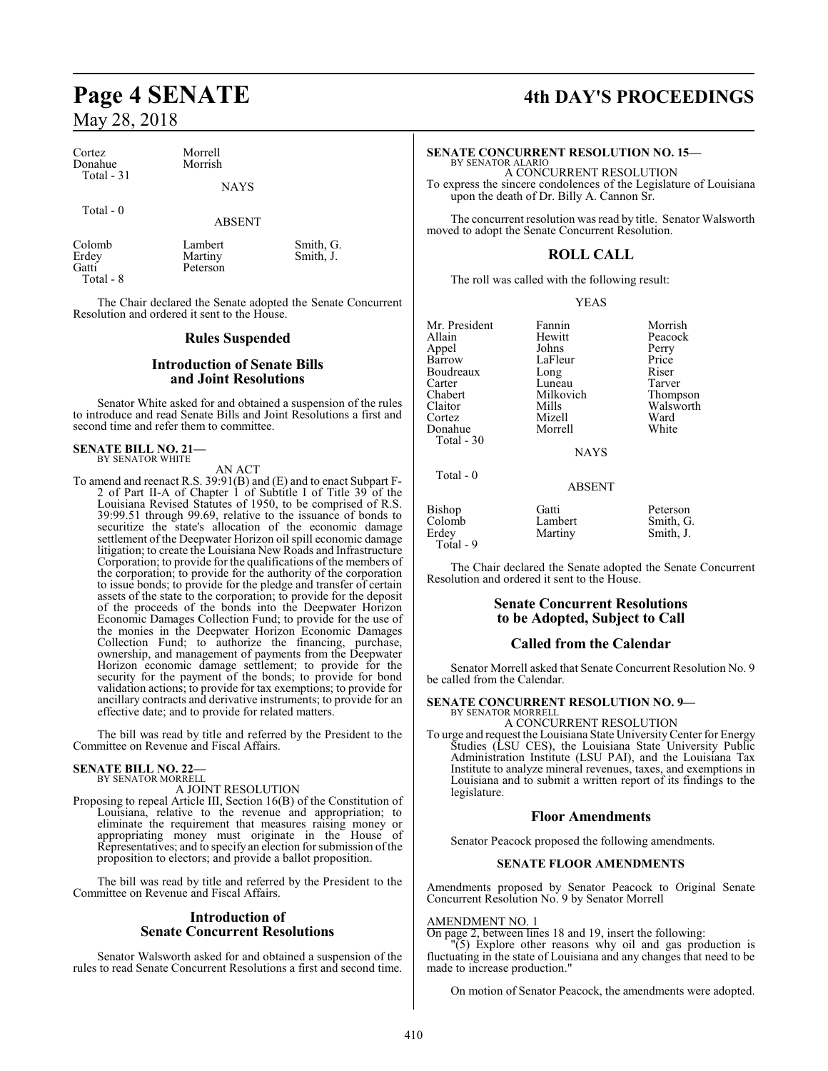| | | |
|---|---|---|
| Cortez | Morrell | |
| Donahue | Morrish | |
| Total - 31 | | |

NAYS

Total - 0

ABSENT

| | | |
|---|---|---|
| Colomb | Lambert | Smith, G. |
| Erdey | Martiny | Smith, J. |
| Gatti | Peterson | |
| Total - 8 | | |

The Chair declared the Senate adopted the Senate Concurrent Resolution and ordered it sent to the House.

## Rules Suspended

## Introduction of Senate Bills and Joint Resolutions

Senator White asked for and obtained a suspension of the rules to introduce and read Senate Bills and Joint Resolutions a first and second time and refer them to committee.

**SENATE BILL NO. 21—**
BY SENATOR WHITE

AN ACT

To amend and reenact R.S. 39:91(B) and (E) and to enact Subpart F-2 of Part II-A of Chapter 1 of Subtitle I of Title 39 of the Louisiana Revised Statutes of 1950, to be comprised of R.S. 39:99.51 through 99.69, relative to the issuance of bonds to securitize the state's allocation of the economic damage settlement of the Deepwater Horizon oil spill economic damage litigation; to create the Louisiana New Roads and Infrastructure Corporation; to provide for the qualifications of the members of the corporation; to provide for the authority of the corporation to issue bonds; to provide for the pledge and transfer of certain assets of the state to the corporation; to provide for the deposit of the proceeds of the bonds into the Deepwater Horizon Economic Damages Collection Fund; to provide for the use of the monies in the Deepwater Horizon Economic Damages Collection Fund; to authorize the financing, purchase, ownership, and management of payments from the Deepwater Horizon economic damage settlement; to provide for the security for the payment of the bonds; to provide for bond validation actions; to provide for tax exemptions; to provide for ancillary contracts and derivative instruments; to provide for an effective date; and to provide for related matters.

The bill was read by title and referred by the President to the Committee on Revenue and Fiscal Affairs.

**SENATE BILL NO. 22—**
BY SENATOR MORRELL

A JOINT RESOLUTION

Proposing to repeal Article III, Section 16(B) of the Constitution of Louisiana, relative to the revenue and appropriation; to eliminate the requirement that measures raising money or appropriating money must originate in the House of Representatives; and to specify an election for submission of the proposition to electors; and provide a ballot proposition.

The bill was read by title and referred by the President to the Committee on Revenue and Fiscal Affairs.

## Introduction of Senate Concurrent Resolutions

Senator Walsworth asked for and obtained a suspension of the rules to read Senate Concurrent Resolutions a first and second time.

**SENATE CONCURRENT RESOLUTION NO. 15—**
BY SENATOR ALARIO

A CONCURRENT RESOLUTION

To express the sincere condolences of the Legislature of Louisiana upon the death of Dr. Billy A. Cannon Sr.

The concurrent resolution was read by title. Senator Walsworth moved to adopt the Senate Concurrent Resolution.

## ROLL CALL

The roll was called with the following result:

YEAS

| | | |
|---|---|---|
| Mr. President | Fannin | Morrish |
| Allain | Hewitt | Peacock |
| Appel | Johns | Perry |
| Barrow | LaFleur | Price |
| Boudreaux | Long | Riser |
| Carter | Luneau | Tarver |
| Chabert | Milkovich | Thompson |
| Claitor | Mills | Walsworth |
| Cortez | Mizell | Ward |
| Donahue | Morrell | White |
| Total - 30 | | |

NAYS

Total - 0

ABSENT

| | | |
|---|---|---|
| Bishop | Gatti | Peterson |
| Colomb | Lambert | Smith, G. |
| Erdey | Martiny | Smith, J. |
| Total - 9 | | |

The Chair declared the Senate adopted the Senate Concurrent Resolution and ordered it sent to the House.

## Senate Concurrent Resolutions to be Adopted, Subject to Call

## Called from the Calendar

Senator Morrell asked that Senate Concurrent Resolution No. 9 be called from the Calendar.

**SENATE CONCURRENT RESOLUTION NO. 9—**
BY SENATOR MORRELL

A CONCURRENT RESOLUTION

To urge and request the Louisiana State University Center for Energy Studies (LSU CES), the Louisiana State University Public Administration Institute (LSU PAI), and the Louisiana Tax Institute to analyze mineral revenues, taxes, and exemptions in Louisiana and to submit a written report of its findings to the legislature.

## Floor Amendments

Senator Peacock proposed the following amendments.

### SENATE FLOOR AMENDMENTS

Amendments proposed by Senator Peacock to Original Senate Concurrent Resolution No. 9 by Senator Morrell

AMENDMENT NO. 1
On page 2, between lines 18 and 19, insert the following:
"(5) Explore other reasons why oil and gas production is fluctuating in the state of Louisiana and any changes that need to be made to increase production."

On motion of Senator Peacock, the amendments were adopted.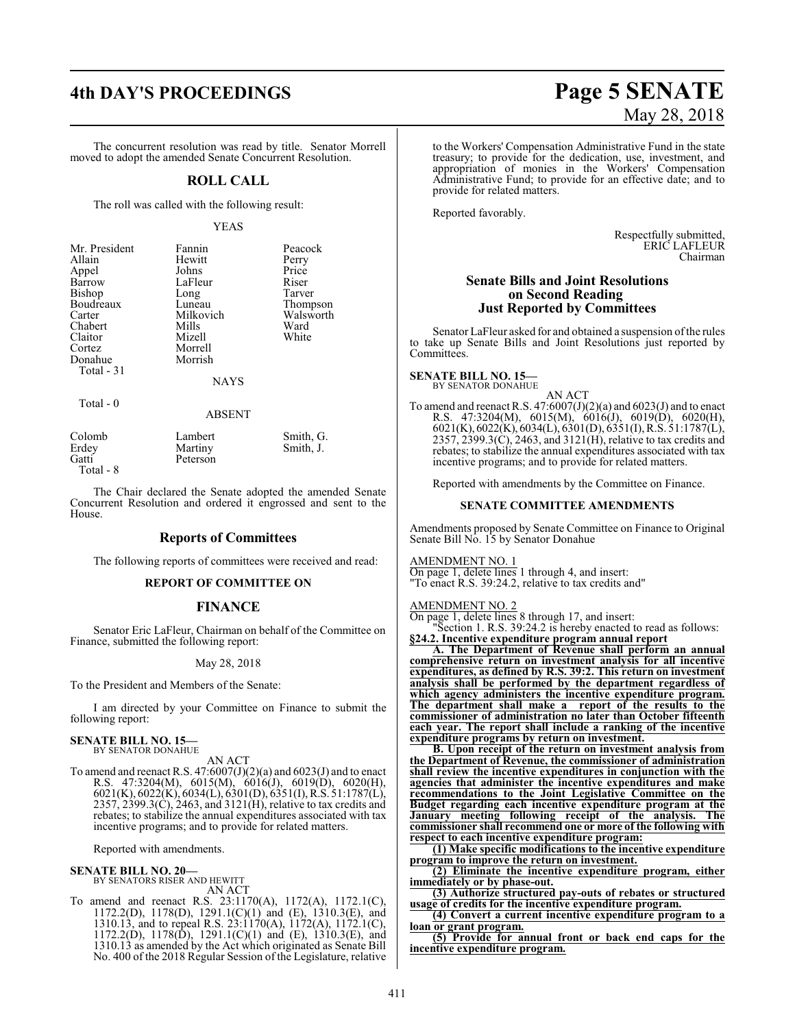The concurrent resolution was read by title. Senator Morrell moved to adopt the amended Senate Concurrent Resolution.

## ROLL CALL

The roll was called with the following result:

YEAS

| | | |
|---|---|---|
| Mr. President | Fannin | Peacock |
| Allain | Hewitt | Perry |
| Appel | Johns | Price |
| Barrow | LaFleur | Riser |
| Bishop | Long | Tarver |
| Boudreaux | Luneau | Thompson |
| Carter | Milkovich | Walsworth |
| Chabert | Mills | Ward |
| Claitor | Mizell | White |
| Cortez | Morrell | |
| Donahue | Morrish | |

Total - 31

NAYS

Total - 0

ABSENT

| | | |
|---|---|---|
| Colomb | Lambert | Smith, G. |
| Erdey | Martiny | Smith, J. |
| Gatti | Peterson | |

Total - 8

The Chair declared the Senate adopted the amended Senate Concurrent Resolution and ordered it engrossed and sent to the House.

## Reports of Committees

The following reports of committees were received and read:

### REPORT OF COMMITTEE ON

### FINANCE

Senator Eric LaFleur, Chairman on behalf of the Committee on Finance, submitted the following report:

May 28, 2018

To the President and Members of the Senate:

I am directed by your Committee on Finance to submit the following report:

**SENATE BILL NO. 15—**
BY SENATOR DONAHUE

AN ACT

To amend and reenact R.S. 47:6007(J)(2)(a) and 6023(J) and to enact R.S. 47:3204(M), 6015(M), 6016(J), 6019(D), 6020(H), 6021(K), 6022(K), 6034(L), 6301(D), 6351(I), R.S. 51:1787(L), 2357, 2399.3(C), 2463, and 3121(H), relative to tax credits and rebates; to stabilize the annual expenditures associated with tax incentive programs; and to provide for related matters.

Reported with amendments.

**SENATE BILL NO. 20—**
BY SENATORS RISER AND HEWITT

AN ACT

To amend and reenact R.S. 23:1170(A), 1172(A), 1172.1(C), 1172.2(D), 1178(D), 1291.1(C)(1) and (E), 1310.3(E), and 1310.13, and to repeal R.S. 23:1170(A), 1172(A), 1172.1(C), 1172.2(D), 1178(D), 1291.1(C)(1) and (E), 1310.3(E), and 1310.13 as amended by the Act which originated as Senate Bill No. 400 of the 2018 Regular Session of the Legislature, relative to the Workers' Compensation Administrative Fund in the state treasury; to provide for the dedication, use, investment, and appropriation of monies in the Workers' Compensation Administrative Fund; to provide for an effective date; and to provide for related matters.

Reported favorably.

Respectfully submitted,
ERIC LAFLEUR
Chairman

## Senate Bills and Joint Resolutions on Second Reading Just Reported by Committees

Senator LaFleur asked for and obtained a suspension of the rules to take up Senate Bills and Joint Resolutions just reported by Committees.

**SENATE BILL NO. 15—**
BY SENATOR DONAHUE

AN ACT

To amend and reenact R.S. 47:6007(J)(2)(a) and 6023(J) and to enact R.S. 47:3204(M), 6015(M), 6016(J), 6019(D), 6020(H), 6021(K), 6022(K), 6034(L), 6301(D), 6351(I), R.S. 51:1787(L), 2357, 2399.3(C), 2463, and 3121(H), relative to tax credits and rebates; to stabilize the annual expenditures associated with tax incentive programs; and to provide for related matters.

Reported with amendments by the Committee on Finance.

### SENATE COMMITTEE AMENDMENTS

Amendments proposed by Senate Committee on Finance to Original Senate Bill No. 15 by Senator Donahue

AMENDMENT NO. 1
On page 1, delete lines 1 through 4, and insert:
"To enact R.S. 39:24.2, relative to tax credits and"

AMENDMENT NO. 2
On page 1, delete lines 8 through 17, and insert:
"Section 1. R.S. 39:24.2 is hereby enacted to read as follows:
**§24.2. Incentive expenditure program annual report**

**A. The Department of Revenue shall perform an annual comprehensive return on investment analysis for all incentive expenditures, as defined by R.S. 39:2. This return on investment analysis shall be performed by the department regardless of which agency administers the incentive expenditure program. The department shall make a report of the results to the commissioner of administration no later than October fifteenth each year. The report shall include a ranking of the incentive expenditure programs by return on investment.**

**B. Upon receipt of the return on investment analysis from the Department of Revenue, the commissioner of administration shall review the incentive expenditures in conjunction with the agencies that administer the incentive expenditures and make recommendations to the Joint Legislative Committee on the Budget regarding each incentive expenditure program at the January meeting following receipt of the analysis. The commissioner shall recommend one or more of the following with respect to each incentive expenditure program:**

**(1) Make specific modifications to the incentive expenditure program to improve the return on investment.**

**(2) Eliminate the incentive expenditure program, either immediately or by phase-out.**

**(3) Authorize structured pay-outs of rebates or structured usage of credits for the incentive expenditure program.**

**(4) Convert a current incentive expenditure program to a loan or grant program.**

**(5) Provide for annual front or back end caps for the incentive expenditure program.**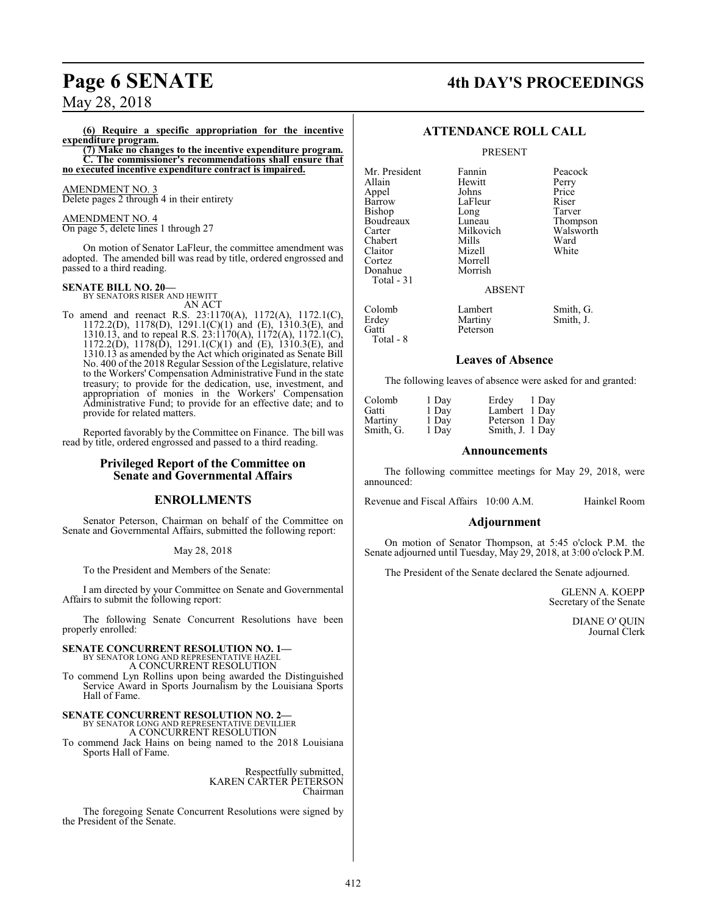**(6) Require a specific appropriation for the incentive expenditure program.**

**(7) Make no changes to the incentive expenditure program.**

**C. The commissioner's recommendations shall ensure that no executed incentive expenditure contract is impaired.**

AMENDMENT NO. 3

Delete pages 2 through 4 in their entirety

AMENDMENT NO. 4

On page 5, delete lines 1 through 27

On motion of Senator LaFleur, the committee amendment was adopted. The amended bill was read by title, ordered engrossed and passed to a third reading.

**SENATE BILL NO. 20—**
BY SENATORS RISER AND HEWITT
AN ACT

To amend and reenact R.S. 23:1170(A), 1172(A), 1172.1(C), 1172.2(D), 1178(D), 1291.1(C)(1) and (E), 1310.3(E), and 1310.13, and to repeal R.S. 23:1170(A), 1172(A), 1172.1(C), 1172.2(D), 1178(D), 1291.1(C)(1) and (E), 1310.3(E), and 1310.13 as amended by the Act which originated as Senate Bill No. 400 of the 2018 Regular Session of the Legislature, relative to the Workers' Compensation Administrative Fund in the state treasury; to provide for the dedication, use, investment, and appropriation of monies in the Workers' Compensation Administrative Fund; to provide for an effective date; and to provide for related matters.

Reported favorably by the Committee on Finance. The bill was read by title, ordered engrossed and passed to a third reading.

## Privileged Report of the Committee on Senate and Governmental Affairs

## ENROLLMENTS

Senator Peterson, Chairman on behalf of the Committee on Senate and Governmental Affairs, submitted the following report:

May 28, 2018

To the President and Members of the Senate:

I am directed by your Committee on Senate and Governmental Affairs to submit the following report:

The following Senate Concurrent Resolutions have been properly enrolled:

**SENATE CONCURRENT RESOLUTION NO. 1—**
BY SENATOR LONG AND REPRESENTATIVE HAZEL
A CONCURRENT RESOLUTION

To commend Lyn Rollins upon being awarded the Distinguished Service Award in Sports Journalism by the Louisiana Sports Hall of Fame.

**SENATE CONCURRENT RESOLUTION NO. 2—**
BY SENATOR LONG AND REPRESENTATIVE DEVILLIER
A CONCURRENT RESOLUTION

To commend Jack Hains on being named to the 2018 Louisiana Sports Hall of Fame.

Respectfully submitted,
KAREN CARTER PETERSON
Chairman

The foregoing Senate Concurrent Resolutions were signed by the President of the Senate.

## ATTENDANCE ROLL CALL

PRESENT

| | | |
|---|---|---|
| Mr. President | Fannin | Peacock |
| Allain | Hewitt | Perry |
| Appel | Johns | Price |
| Barrow | LaFleur | Riser |
| Bishop | Long | Tarver |
| Boudreaux | Luneau | Thompson |
| Carter | Milkovich | Walsworth |
| Chabert | Mills | Ward |
| Claitor | Mizell | White |
| Cortez | Morrell | |
| Donahue | Morrish | |
| Total - 31 | | |

ABSENT

| | | |
|---|---|---|
| Colomb | Lambert | Smith, G. |
| Erdey | Martiny | Smith, J. |
| Gatti | Peterson | |
| Total - 8 | | |

## Leaves of Absence

The following leaves of absence were asked for and granted:

| | | | |
|---|---|---|---|
| Colomb | 1 Day | Erdey | 1 Day |
| Gatti | 1 Day | Lambert | 1 Day |
| Martiny | 1 Day | Peterson | 1 Day |
| Smith, G. | 1 Day | Smith, J. | 1 Day |

## Announcements

The following committee meetings for May 29, 2018, were announced:

Revenue and Fiscal Affairs 10:00 A.M. Hainkel Room

## Adjournment

On motion of Senator Thompson, at 5:45 o'clock P.M. the Senate adjourned until Tuesday, May 29, 2018, at 3:00 o'clock P.M.

The President of the Senate declared the Senate adjourned.

GLENN A. KOEPP
Secretary of the Senate

DIANE O' QUIN
Journal Clerk